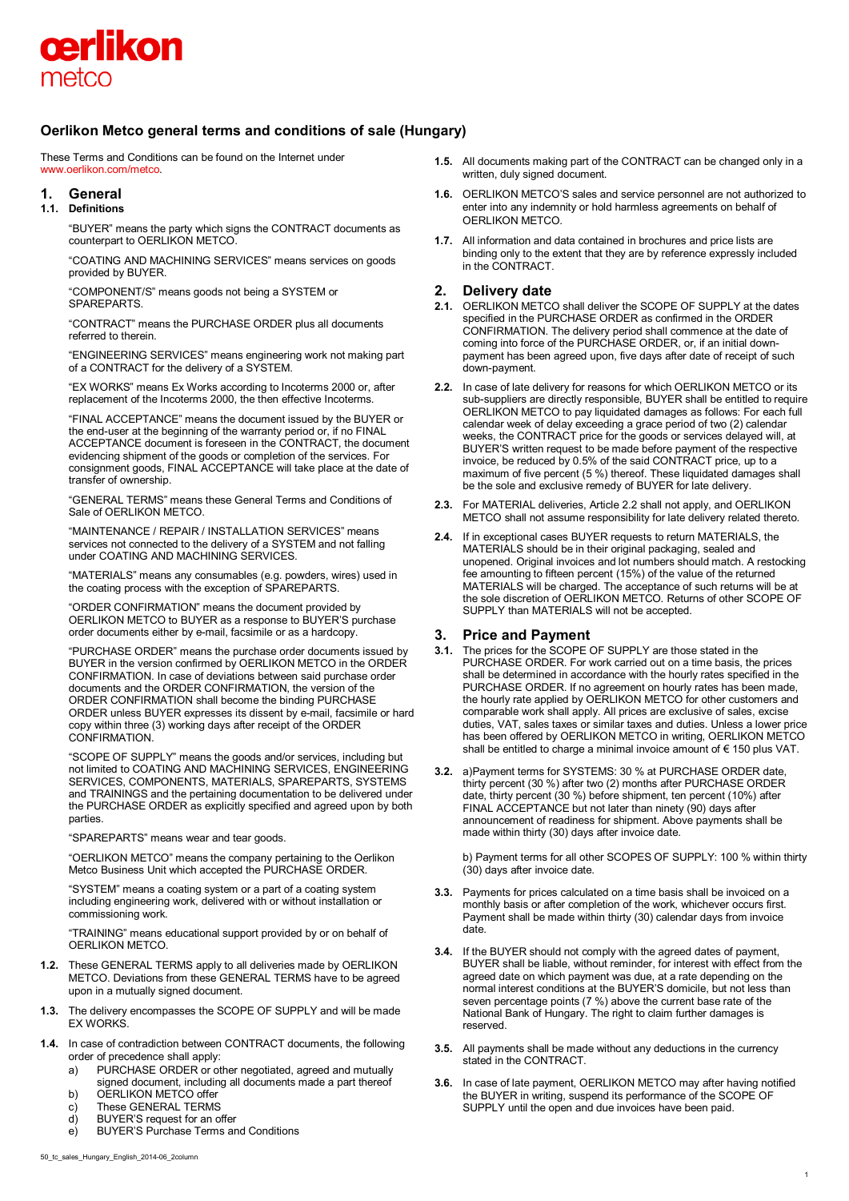oerlikon
metco

# Oerlikon Metco general terms and conditions of sale (Hungary)

These Terms and Conditions can be found on the Internet under www.oerlikon.com/metco.

## 1. General

### 1.1. Definitions

"BUYER" means the party which signs the CONTRACT documents as counterpart to OERLIKON METCO.

"COATING AND MACHINING SERVICES" means services on goods provided by BUYER.

"COMPONENT/S" means goods not being a SYSTEM or SPAREPARTS.

"CONTRACT" means the PURCHASE ORDER plus all documents referred to therein.

"ENGINEERING SERVICES" means engineering work not making part of a CONTRACT for the delivery of a SYSTEM.

"EX WORKS" means Ex Works according to Incoterms 2000 or, after replacement of the Incoterms 2000, the then effective Incoterms.

"FINAL ACCEPTANCE" means the document issued by the BUYER or the end-user at the beginning of the warranty period or, if no FINAL ACCEPTANCE document is foreseen in the CONTRACT, the document evidencing shipment of the goods or completion of the services. For consignment goods, FINAL ACCEPTANCE will take place at the date of transfer of ownership.

"GENERAL TERMS" means these General Terms and Conditions of Sale of OERLIKON METCO.

"MAINTENANCE / REPAIR / INSTALLATION SERVICES" means services not connected to the delivery of a SYSTEM and not falling under COATING AND MACHINING SERVICES.

"MATERIALS" means any consumables (e.g. powders, wires) used in the coating process with the exception of SPAREPARTS.

"ORDER CONFIRMATION" means the document provided by OERLIKON METCO to BUYER as a response to BUYER'S purchase order documents either by e-mail, facsimile or as a hardcopy.

"PURCHASE ORDER" means the purchase order documents issued by BUYER in the version confirmed by OERLIKON METCO in the ORDER CONFIRMATION. In case of deviations between said purchase order documents and the ORDER CONFIRMATION, the version of the ORDER CONFIRMATION shall become the binding PURCHASE ORDER unless BUYER expresses its dissent by e-mail, facsimile or hard copy within three (3) working days after receipt of the ORDER CONFIRMATION.

"SCOPE OF SUPPLY" means the goods and/or services, including but not limited to COATING AND MACHINING SERVICES, ENGINEERING SERVICES, COMPONENTS, MATERIALS, SPAREPARTS, SYSTEMS and TRAININGS and the pertaining documentation to be delivered under the PURCHASE ORDER as explicitly specified and agreed upon by both parties.

"SPAREPARTS" means wear and tear goods.

"OERLIKON METCO" means the company pertaining to the Oerlikon Metco Business Unit which accepted the PURCHASE ORDER.

"SYSTEM" means a coating system or a part of a coating system including engineering work, delivered with or without installation or commissioning work.

"TRAINING" means educational support provided by or on behalf of OERLIKON METCO.

**1.2.** These GENERAL TERMS apply to all deliveries made by OERLIKON METCO. Deviations from these GENERAL TERMS have to be agreed upon in a mutually signed document.

**1.3.** The delivery encompasses the SCOPE OF SUPPLY and will be made EX WORKS.

**1.4.** In case of contradiction between CONTRACT documents, the following order of precedence shall apply:

a) PURCHASE ORDER or other negotiated, agreed and mutually signed document, including all documents made a part thereof
b) OERLIKON METCO offer
c) These GENERAL TERMS
d) BUYER'S request for an offer
e) BUYER'S Purchase Terms and Conditions

**1.5.** All documents making part of the CONTRACT can be changed only in a written, duly signed document.

**1.6.** OERLIKON METCO'S sales and service personnel are not authorized to enter into any indemnity or hold harmless agreements on behalf of OERLIKON METCO.

**1.7.** All information and data contained in brochures and price lists are binding only to the extent that they are by reference expressly included in the CONTRACT.

## 2. Delivery date

**2.1.** OERLIKON METCO shall deliver the SCOPE OF SUPPLY at the dates specified in the PURCHASE ORDER as confirmed in the ORDER CONFIRMATION. The delivery period shall commence at the date of coming into force of the PURCHASE ORDER, or, if an initial down-payment has been agreed upon, five days after date of receipt of such down-payment.

**2.2.** In case of late delivery for reasons for which OERLIKON METCO or its sub-suppliers are directly responsible, BUYER shall be entitled to require OERLIKON METCO to pay liquidated damages as follows: For each full calendar week of delay exceeding a grace period of two (2) calendar weeks, the CONTRACT price for the goods or services delayed will, at BUYER'S written request to be made before payment of the respective invoice, be reduced by 0.5% of the said CONTRACT price, up to a maximum of five percent (5 %) thereof. These liquidated damages shall be the sole and exclusive remedy of BUYER for late delivery.

**2.3.** For MATERIAL deliveries, Article 2.2 shall not apply, and OERLIKON METCO shall not assume responsibility for late delivery related thereto.

**2.4.** If in exceptional cases BUYER requests to return MATERIALS, the MATERIALS should be in their original packaging, sealed and unopened. Original invoices and lot numbers should match. A restocking fee amounting to fifteen percent (15%) of the value of the returned MATERIALS will be charged. The acceptance of such returns will be at the sole discretion of OERLIKON METCO. Returns of other SCOPE OF SUPPLY than MATERIALS will not be accepted.

## 3. Price and Payment

**3.1.** The prices for the SCOPE OF SUPPLY are those stated in the PURCHASE ORDER. For work carried out on a time basis, the prices shall be determined in accordance with the hourly rates specified in the PURCHASE ORDER. If no agreement on hourly rates has been made, the hourly rate applied by OERLIKON METCO for other customers and comparable work shall apply. All prices are exclusive of sales, excise duties, VAT, sales taxes or similar taxes and duties. Unless a lower price has been offered by OERLIKON METCO in writing, OERLIKON METCO shall be entitled to charge a minimal invoice amount of € 150 plus VAT.

**3.2.** a)Payment terms for SYSTEMS: 30 % at PURCHASE ORDER date, thirty percent (30 %) after two (2) months after PURCHASE ORDER date, thirty percent (30 %) before shipment, ten percent (10%) after FINAL ACCEPTANCE but not later than ninety (90) days after announcement of readiness for shipment. Above payments shall be made within thirty (30) days after invoice date.

b) Payment terms for all other SCOPES OF SUPPLY: 100 % within thirty (30) days after invoice date.

**3.3.** Payments for prices calculated on a time basis shall be invoiced on a monthly basis or after completion of the work, whichever occurs first. Payment shall be made within thirty (30) calendar days from invoice date.

**3.4.** If the BUYER should not comply with the agreed dates of payment, BUYER shall be liable, without reminder, for interest with effect from the agreed date on which payment was due, at a rate depending on the normal interest conditions at the BUYER'S domicile, but not less than seven percentage points (7 %) above the current base rate of the National Bank of Hungary. The right to claim further damages is reserved.

**3.5.** All payments shall be made without any deductions in the currency stated in the CONTRACT.

**3.6.** In case of late payment, OERLIKON METCO may after having notified the BUYER in writing, suspend its performance of the SCOPE OF SUPPLY until the open and due invoices have been paid.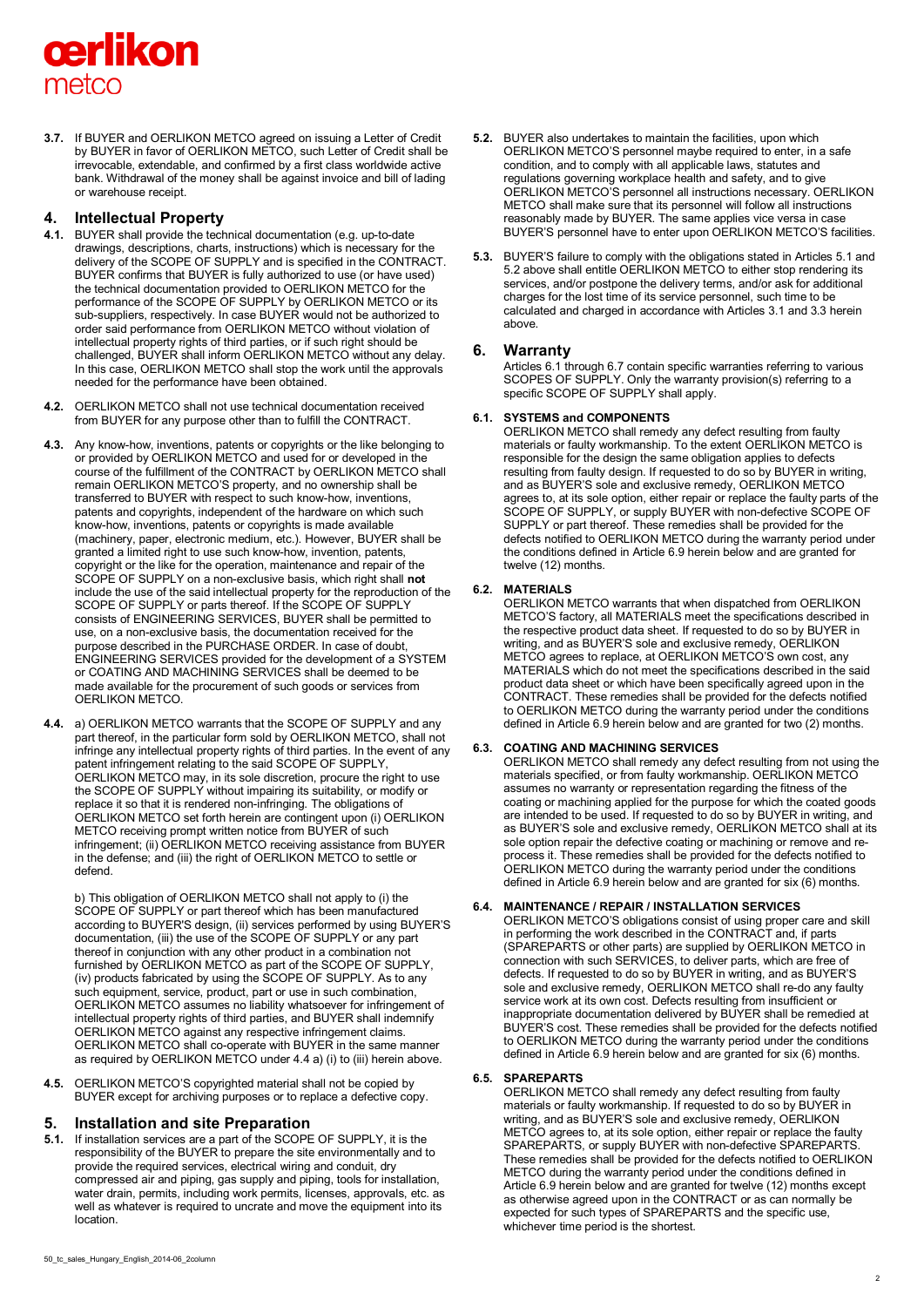**3.7.** If BUYER and OERLIKON METCO agreed on issuing a Letter of Credit by BUYER in favor of OERLIKON METCO, such Letter of Credit shall be irrevocable, extendable, and confirmed by a first class worldwide active bank. Withdrawal of the money shall be against invoice and bill of lading or warehouse receipt.

## 4. Intellectual Property

**4.1.** BUYER shall provide the technical documentation (e.g. up-to-date drawings, descriptions, charts, instructions) which is necessary for the delivery of the SCOPE OF SUPPLY and is specified in the CONTRACT. BUYER confirms that BUYER is fully authorized to use (or have used) the technical documentation provided to OERLIKON METCO for the performance of the SCOPE OF SUPPLY by OERLIKON METCO or its sub-suppliers, respectively. In case BUYER would not be authorized to order said performance from OERLIKON METCO without violation of intellectual property rights of third parties, or if such right should be challenged, BUYER shall inform OERLIKON METCO without any delay. In this case, OERLIKON METCO shall stop the work until the approvals needed for the performance have been obtained.

**4.2.** OERLIKON METCO shall not use technical documentation received from BUYER for any purpose other than to fulfill the CONTRACT.

**4.3.** Any know-how, inventions, patents or copyrights or the like belonging to or provided by OERLIKON METCO and used for or developed in the course of the fulfillment of the CONTRACT by OERLIKON METCO shall remain OERLIKON METCO'S property, and no ownership shall be transferred to BUYER with respect to such know-how, inventions, patents and copyrights, independent of the hardware on which such know-how, inventions, patents or copyrights is made available (machinery, paper, electronic medium, etc.). However, BUYER shall be granted a limited right to use such know-how, invention, patents, copyright or the like for the operation, maintenance and repair of the SCOPE OF SUPPLY on a non-exclusive basis, which right shall **not** include the use of the said intellectual property for the reproduction of the SCOPE OF SUPPLY or parts thereof. If the SCOPE OF SUPPLY consists of ENGINEERING SERVICES, BUYER shall be permitted to use, on a non-exclusive basis, the documentation received for the purpose described in the PURCHASE ORDER. In case of doubt, ENGINEERING SERVICES provided for the development of a SYSTEM or COATING AND MACHINING SERVICES shall be deemed to be made available for the procurement of such goods or services from OERLIKON METCO.

**4.4.** a) OERLIKON METCO warrants that the SCOPE OF SUPPLY and any part thereof, in the particular form sold by OERLIKON METCO, shall not infringe any intellectual property rights of third parties. In the event of any patent infringement relating to the said SCOPE OF SUPPLY, OERLIKON METCO may, in its sole discretion, procure the right to use the SCOPE OF SUPPLY without impairing its suitability, or modify or replace it so that it is rendered non-infringing. The obligations of OERLIKON METCO set forth herein are contingent upon (i) OERLIKON METCO receiving prompt written notice from BUYER of such infringement; (ii) OERLIKON METCO receiving assistance from BUYER in the defense; and (iii) the right of OERLIKON METCO to settle or defend.

b) This obligation of OERLIKON METCO shall not apply to (i) the SCOPE OF SUPPLY or part thereof which has been manufactured according to BUYER'S design, (ii) services performed by using BUYER'S documentation, (iii) the use of the SCOPE OF SUPPLY or any part thereof in conjunction with any other product in a combination not furnished by OERLIKON METCO as part of the SCOPE OF SUPPLY, (iv) products fabricated by using the SCOPE OF SUPPLY. As to any such equipment, service, product, part or use in such combination, OERLIKON METCO assumes no liability whatsoever for infringement of intellectual property rights of third parties, and BUYER shall indemnify OERLIKON METCO against any respective infringement claims. OERLIKON METCO shall co-operate with BUYER in the same manner as required by OERLIKON METCO under 4.4 a) (i) to (iii) herein above.

**4.5.** OERLIKON METCO'S copyrighted material shall not be copied by BUYER except for archiving purposes or to replace a defective copy.

## 5. Installation and site Preparation

**5.1.** If installation services are a part of the SCOPE OF SUPPLY, it is the responsibility of the BUYER to prepare the site environmentally and to provide the required services, electrical wiring and conduit, dry compressed air and piping, gas supply and piping, tools for installation, water drain, permits, including work permits, licenses, approvals, etc. as well as whatever is required to uncrate and move the equipment into its location.

**5.2.** BUYER also undertakes to maintain the facilities, upon which OERLIKON METCO'S personnel maybe required to enter, in a safe condition, and to comply with all applicable laws, statutes and regulations governing workplace health and safety, and to give OERLIKON METCO'S personnel all instructions necessary. OERLIKON METCO shall make sure that its personnel will follow all instructions reasonably made by BUYER. The same applies vice versa in case BUYER'S personnel have to enter upon OERLIKON METCO'S facilities.

**5.3.** BUYER'S failure to comply with the obligations stated in Articles 5.1 and 5.2 above shall entitle OERLIKON METCO to either stop rendering its services, and/or postpone the delivery terms, and/or ask for additional charges for the lost time of its service personnel, such time to be calculated and charged in accordance with Articles 3.1 and 3.3 herein above.

## 6. Warranty

Articles 6.1 through 6.7 contain specific warranties referring to various SCOPES OF SUPPLY. Only the warranty provision(s) referring to a specific SCOPE OF SUPPLY shall apply.

### 6.1. SYSTEMS and COMPONENTS

OERLIKON METCO shall remedy any defect resulting from faulty materials or faulty workmanship. To the extent OERLIKON METCO is responsible for the design the same obligation applies to defects resulting from faulty design. If requested to do so by BUYER in writing, and as BUYER'S sole and exclusive remedy, OERLIKON METCO agrees to, at its sole option, either repair or replace the faulty parts of the SCOPE OF SUPPLY, or supply BUYER with non-defective SCOPE OF SUPPLY or part thereof. These remedies shall be provided for the defects notified to OERLIKON METCO during the warranty period under the conditions defined in Article 6.9 herein below and are granted for twelve (12) months.

### 6.2. MATERIALS

OERLIKON METCO warrants that when dispatched from OERLIKON METCO'S factory, all MATERIALS meet the specifications described in the respective product data sheet. If requested to do so by BUYER in writing, and as BUYER'S sole and exclusive remedy, OERLIKON METCO agrees to replace, at OERLIKON METCO'S own cost, any MATERIALS which do not meet the specifications described in the said product data sheet or which have been specifically agreed upon in the CONTRACT. These remedies shall be provided for the defects notified to OERLIKON METCO during the warranty period under the conditions defined in Article 6.9 herein below and are granted for two (2) months.

### 6.3. COATING AND MACHINING SERVICES

OERLIKON METCO shall remedy any defect resulting from not using the materials specified, or from faulty workmanship. OERLIKON METCO assumes no warranty or representation regarding the fitness of the coating or machining applied for the purpose for which the coated goods are intended to be used. If requested to do so by BUYER in writing, and as BUYER'S sole and exclusive remedy, OERLIKON METCO shall at its sole option repair the defective coating or machining or remove and re-process it. These remedies shall be provided for the defects notified to OERLIKON METCO during the warranty period under the conditions defined in Article 6.9 herein below and are granted for six (6) months.

### 6.4. MAINTENANCE / REPAIR / INSTALLATION SERVICES

OERLIKON METCO'S obligations consist of using proper care and skill in performing the work described in the CONTRACT and, if parts (SPAREPARTS or other parts) are supplied by OERLIKON METCO in connection with such SERVICES, to deliver parts, which are free of defects. If requested to do so by BUYER in writing, and as BUYER'S sole and exclusive remedy, OERLIKON METCO shall re-do any faulty service work at its own cost. Defects resulting from insufficient or inappropriate documentation delivered by BUYER shall be remedied at BUYER'S cost. These remedies shall be provided for the defects notified to OERLIKON METCO during the warranty period under the conditions defined in Article 6.9 herein below and are granted for six (6) months.

### 6.5. SPAREPARTS

OERLIKON METCO shall remedy any defect resulting from faulty materials or faulty workmanship. If requested to do so by BUYER in writing, and as BUYER'S sole and exclusive remedy, OERLIKON METCO agrees to, at its sole option, either repair or replace the faulty SPAREPARTS, or supply BUYER with non-defective SPAREPARTS. These remedies shall be provided for the defects notified to OERLIKON METCO during the warranty period under the conditions defined in Article 6.9 herein below and are granted for twelve (12) months except as otherwise agreed upon in the CONTRACT or as can normally be expected for such types of SPAREPARTS and the specific use, whichever time period is the shortest.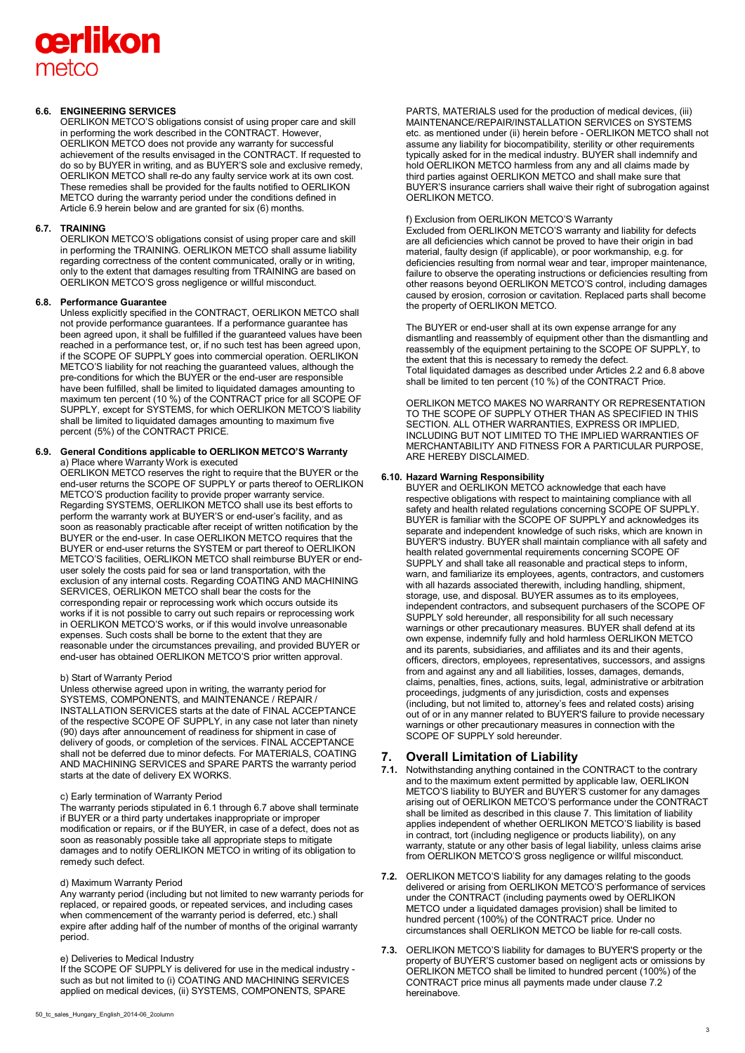### 6.6. ENGINEERING SERVICES

OERLIKON METCO'S obligations consist of using proper care and skill in performing the work described in the CONTRACT. However, OERLIKON METCO does not provide any warranty for successful achievement of the results envisaged in the CONTRACT. If requested to do so by BUYER in writing, and as BUYER'S sole and exclusive remedy, OERLIKON METCO shall re-do any faulty service work at its own cost. These remedies shall be provided for the faults notified to OERLIKON METCO during the warranty period under the conditions defined in Article 6.9 herein below and are granted for six (6) months.

### 6.7. TRAINING

OERLIKON METCO'S obligations consist of using proper care and skill in performing the TRAINING. OERLIKON METCO shall assume liability regarding correctness of the content communicated, orally or in writing, only to the extent that damages resulting from TRAINING are based on OERLIKON METCO'S gross negligence or willful misconduct.

### 6.8. Performance Guarantee

Unless explicitly specified in the CONTRACT, OERLIKON METCO shall not provide performance guarantees. If a performance guarantee has been agreed upon, it shall be fulfilled if the guaranteed values have been reached in a performance test, or, if no such test has been agreed upon, if the SCOPE OF SUPPLY goes into commercial operation. OERLIKON METCO'S liability for not reaching the guaranteed values, although the pre-conditions for which the BUYER or the end-user are responsible have been fulfilled, shall be limited to liquidated damages amounting to maximum ten percent (10 %) of the CONTRACT price for all SCOPE OF SUPPLY, except for SYSTEMS, for which OERLIKON METCO'S liability shall be limited to liquidated damages amounting to maximum five percent (5%) of the CONTRACT PRICE.

### 6.9. General Conditions applicable to OERLIKON METCO'S Warranty

a) Place where Warranty Work is executed

OERLIKON METCO reserves the right to require that the BUYER or the end-user returns the SCOPE OF SUPPLY or parts thereof to OERLIKON METCO'S production facility to provide proper warranty service. Regarding SYSTEMS, OERLIKON METCO shall use its best efforts to perform the warranty work at BUYER'S or end-user's facility, and as soon as reasonably practicable after receipt of written notification by the BUYER or the end-user. In case OERLIKON METCO requires that the BUYER or end-user returns the SYSTEM or part thereof to OERLIKON METCO'S facilities, OERLIKON METCO shall reimburse BUYER or end-user solely the costs paid for sea or land transportation, with the exclusion of any internal costs. Regarding COATING AND MACHINING SERVICES, OERLIKON METCO shall bear the costs for the corresponding repair or reprocessing work which occurs outside its works if it is not possible to carry out such repairs or reprocessing work in OERLIKON METCO'S works, or if this would involve unreasonable expenses. Such costs shall be borne to the extent that they are reasonable under the circumstances prevailing, and provided BUYER or end-user has obtained OERLIKON METCO'S prior written approval.

b) Start of Warranty Period

Unless otherwise agreed upon in writing, the warranty period for SYSTEMS, COMPONENTS, and MAINTENANCE / REPAIR / INSTALLATION SERVICES starts at the date of FINAL ACCEPTANCE of the respective SCOPE OF SUPPLY, in any case not later than ninety (90) days after announcement of readiness for shipment in case of delivery of goods, or completion of the services. FINAL ACCEPTANCE shall not be deferred due to minor defects. For MATERIALS, COATING AND MACHINING SERVICES and SPARE PARTS the warranty period starts at the date of delivery EX WORKS.

c) Early termination of Warranty Period

The warranty periods stipulated in 6.1 through 6.7 above shall terminate if BUYER or a third party undertakes inappropriate or improper modification or repairs, or if the BUYER, in case of a defect, does not as soon as reasonably possible take all appropriate steps to mitigate damages and to notify OERLIKON METCO in writing of its obligation to remedy such defect.

d) Maximum Warranty Period

Any warranty period (including but not limited to new warranty periods for replaced, or repaired goods, or repeated services, and including cases when commencement of the warranty period is deferred, etc.) shall expire after adding half of the number of months of the original warranty period.

e) Deliveries to Medical Industry

If the SCOPE OF SUPPLY is delivered for use in the medical industry - such as but not limited to (i) COATING AND MACHINING SERVICES applied on medical devices, (ii) SYSTEMS, COMPONENTS, SPARE PARTS, MATERIALS used for the production of medical devices, (iii) MAINTENANCE/REPAIR/INSTALLATION SERVICES on SYSTEMS etc. as mentioned under (ii) herein before - OERLIKON METCO shall not assume any liability for biocompatibility, sterility or other requirements typically asked for in the medical industry. BUYER shall indemnify and hold OERLIKON METCO harmless from any and all claims made by third parties against OERLIKON METCO and shall make sure that BUYER'S insurance carriers shall waive their right of subrogation against OERLIKON METCO.

f) Exclusion from OERLIKON METCO'S Warranty

Excluded from OERLIKON METCO'S warranty and liability for defects are all deficiencies which cannot be proved to have their origin in bad material, faulty design (if applicable), or poor workmanship, e.g. for deficiencies resulting from normal wear and tear, improper maintenance, failure to observe the operating instructions or deficiencies resulting from other reasons beyond OERLIKON METCO'S control, including damages caused by erosion, corrosion or cavitation. Replaced parts shall become the property of OERLIKON METCO.

The BUYER or end-user shall at its own expense arrange for any dismantling and reassembly of equipment other than the dismantling and reassembly of the equipment pertaining to the SCOPE OF SUPPLY, to the extent that this is necessary to remedy the defect.
Total liquidated damages as described under Articles 2.2 and 6.8 above shall be limited to ten percent (10 %) of the CONTRACT Price.

OERLIKON METCO MAKES NO WARRANTY OR REPRESENTATION TO THE SCOPE OF SUPPLY OTHER THAN AS SPECIFIED IN THIS SECTION. ALL OTHER WARRANTIES, EXPRESS OR IMPLIED, INCLUDING BUT NOT LIMITED TO THE IMPLIED WARRANTIES OF MERCHANTABILITY AND FITNESS FOR A PARTICULAR PURPOSE, ARE HEREBY DISCLAIMED.

### 6.10. Hazard Warning Responsibility

BUYER and OERLIKON METCO acknowledge that each have respective obligations with respect to maintaining compliance with all safety and health related regulations concerning SCOPE OF SUPPLY. BUYER is familiar with the SCOPE OF SUPPLY and acknowledges its separate and independent knowledge of such risks, which are known in BUYER'S industry. BUYER shall maintain compliance with all safety and health related governmental requirements concerning SCOPE OF SUPPLY and shall take all reasonable and practical steps to inform, warn, and familiarize its employees, agents, contractors, and customers with all hazards associated therewith, including handling, shipment, storage, use, and disposal. BUYER assumes as to its employees, independent contractors, and subsequent purchasers of the SCOPE OF SUPPLY sold hereunder, all responsibility for all such necessary warnings or other precautionary measures. BUYER shall defend at its own expense, indemnify fully and hold harmless OERLIKON METCO and its parents, subsidiaries, and affiliates and its and their agents, officers, directors, employees, representatives, successors, and assigns from and against any and all liabilities, losses, damages, demands, claims, penalties, fines, actions, suits, legal, administrative or arbitration proceedings, judgments of any jurisdiction, costs and expenses (including, but not limited to, attorney's fees and related costs) arising out of or in any manner related to BUYER'S failure to provide necessary warnings or other precautionary measures in connection with the SCOPE OF SUPPLY sold hereunder.

## 7. Overall Limitation of Liability

**7.1.** Notwithstanding anything contained in the CONTRACT to the contrary and to the maximum extent permitted by applicable law, OERLIKON METCO'S liability to BUYER and BUYER'S customer for any damages arising out of OERLIKON METCO'S performance under the CONTRACT shall be limited as described in this clause 7. This limitation of liability applies independent of whether OERLIKON METCO'S liability is based in contract, tort (including negligence or products liability), on any warranty, statute or any other basis of legal liability, unless claims arise from OERLIKON METCO'S gross negligence or willful misconduct.

**7.2.** OERLIKON METCO'S liability for any damages relating to the goods delivered or arising from OERLIKON METCO'S performance of services under the CONTRACT (including payments owed by OERLIKON METCO under a liquidated damages provision) shall be limited to hundred percent (100%) of the CONTRACT price. Under no circumstances shall OERLIKON METCO be liable for re-call costs.

**7.3.** OERLIKON METCO'S liability for damages to BUYER'S property or the property of BUYER'S customer based on negligent acts or omissions by OERLIKON METCO shall be limited to hundred percent (100%) of the CONTRACT price minus all payments made under clause 7.2 hereinabove.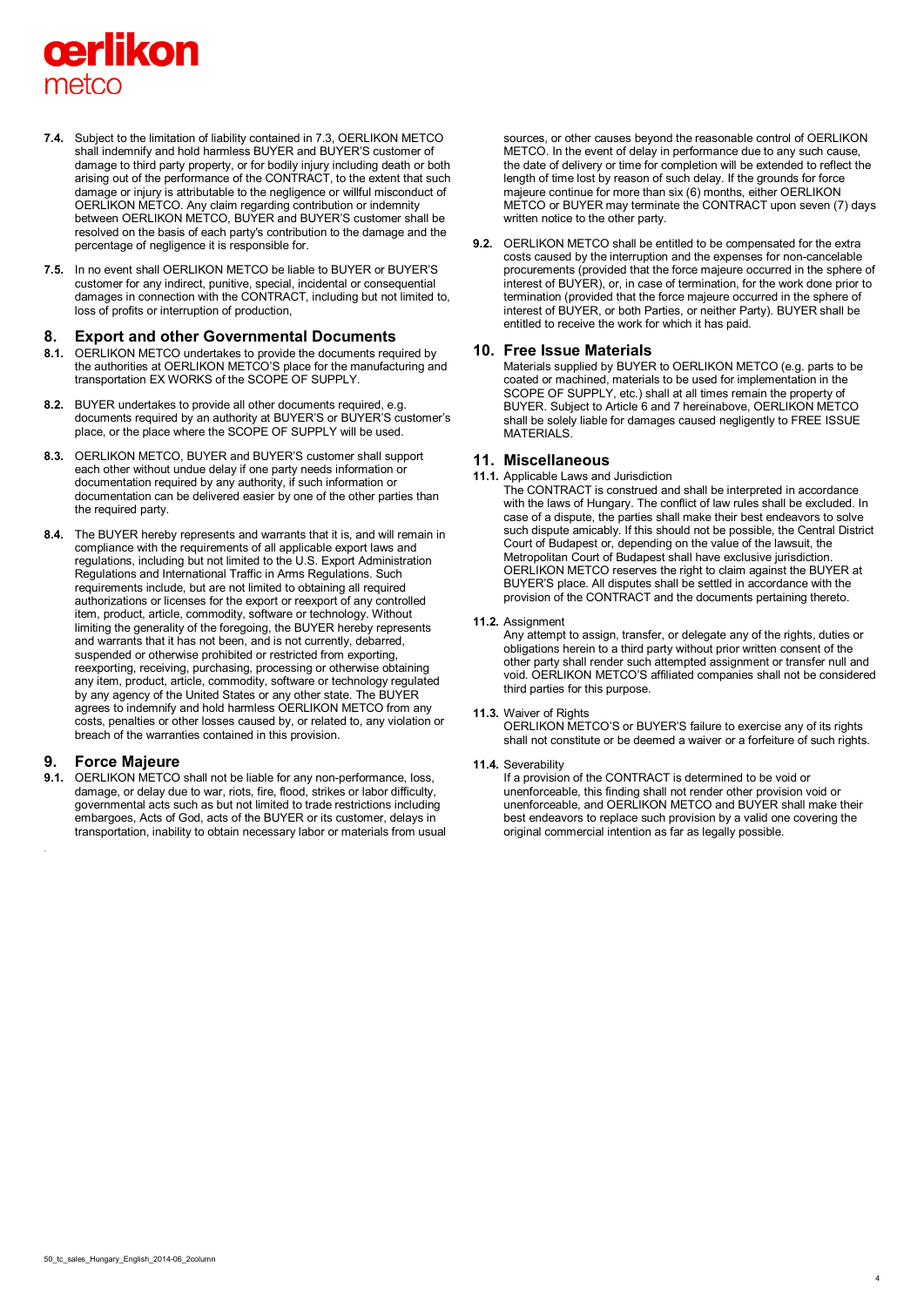**7.4.** Subject to the limitation of liability contained in 7.3, OERLIKON METCO shall indemnify and hold harmless BUYER and BUYER'S customer of damage to third party property, or for bodily injury including death or both arising out of the performance of the CONTRACT, to the extent that such damage or injury is attributable to the negligence or willful misconduct of OERLIKON METCO. Any claim regarding contribution or indemnity between OERLIKON METCO, BUYER and BUYER'S customer shall be resolved on the basis of each party's contribution to the damage and the percentage of negligence it is responsible for.

**7.5.** In no event shall OERLIKON METCO be liable to BUYER or BUYER'S customer for any indirect, punitive, special, incidental or consequential damages in connection with the CONTRACT, including but not limited to, loss of profits or interruption of production,

## 8. Export and other Governmental Documents

**8.1.** OERLIKON METCO undertakes to provide the documents required by the authorities at OERLIKON METCO'S place for the manufacturing and transportation EX WORKS of the SCOPE OF SUPPLY.

**8.2.** BUYER undertakes to provide all other documents required, e.g. documents required by an authority at BUYER'S or BUYER'S customer's place, or the place where the SCOPE OF SUPPLY will be used.

**8.3.** OERLIKON METCO, BUYER and BUYER'S customer shall support each other without undue delay if one party needs information or documentation required by any authority, if such information or documentation can be delivered easier by one of the other parties than the required party.

**8.4.** The BUYER hereby represents and warrants that it is, and will remain in compliance with the requirements of all applicable export laws and regulations, including but not limited to the U.S. Export Administration Regulations and International Traffic in Arms Regulations. Such requirements include, but are not limited to obtaining all required authorizations or licenses for the export or reexport of any controlled item, product, article, commodity, software or technology. Without limiting the generality of the foregoing, the BUYER hereby represents and warrants that it has not been, and is not currently, debarred, suspended or otherwise prohibited or restricted from exporting, reexporting, receiving, purchasing, processing or otherwise obtaining any item, product, article, commodity, software or technology regulated by any agency of the United States or any other state. The BUYER agrees to indemnify and hold harmless OERLIKON METCO from any costs, penalties or other losses caused by, or related to, any violation or breach of the warranties contained in this provision.

## 9. Force Majeure

**9.1.** OERLIKON METCO shall not be liable for any non-performance, loss, damage, or delay due to war, riots, fire, flood, strikes or labor difficulty, governmental acts such as but not limited to trade restrictions including embargoes, Acts of God, acts of the BUYER or its customer, delays in transportation, inability to obtain necessary labor or materials from usual sources, or other causes beyond the reasonable control of OERLIKON METCO. In the event of delay in performance due to any such cause, the date of delivery or time for completion will be extended to reflect the length of time lost by reason of such delay. If the grounds for force majeure continue for more than six (6) months, either OERLIKON METCO or BUYER may terminate the CONTRACT upon seven (7) days written notice to the other party.

**9.2.** OERLIKON METCO shall be entitled to be compensated for the extra costs caused by the interruption and the expenses for non-cancelable procurements (provided that the force majeure occurred in the sphere of interest of BUYER), or, in case of termination, for the work done prior to termination (provided that the force majeure occurred in the sphere of interest of BUYER, or both Parties, or neither Party). BUYER shall be entitled to receive the work for which it has paid.

## 10. Free Issue Materials

Materials supplied by BUYER to OERLIKON METCO (e.g. parts to be coated or machined, materials to be used for implementation in the SCOPE OF SUPPLY, etc.) shall at all times remain the property of BUYER. Subject to Article 6 and 7 hereinabove, OERLIKON METCO shall be solely liable for damages caused negligently to FREE ISSUE MATERIALS.

## 11. Miscellaneous

**11.1.** Applicable Laws and Jurisdiction

The CONTRACT is construed and shall be interpreted in accordance with the laws of Hungary. The conflict of law rules shall be excluded. In case of a dispute, the parties shall make their best endeavors to solve such dispute amicably. If this should not be possible, the Central District Court of Budapest or, depending on the value of the lawsuit, the Metropolitan Court of Budapest shall have exclusive jurisdiction. OERLIKON METCO reserves the right to claim against the BUYER at BUYER'S place. All disputes shall be settled in accordance with the provision of the CONTRACT and the documents pertaining thereto.

**11.2.** Assignment

Any attempt to assign, transfer, or delegate any of the rights, duties or obligations herein to a third party without prior written consent of the other party shall render such attempted assignment or transfer null and void. OERLIKON METCO'S affiliated companies shall not be considered third parties for this purpose.

**11.3.** Waiver of Rights

OERLIKON METCO'S or BUYER'S failure to exercise any of its rights shall not constitute or be deemed a waiver or a forfeiture of such rights.

**11.4.** Severability

If a provision of the CONTRACT is determined to be void or unenforceable, this finding shall not render other provision void or unenforceable, and OERLIKON METCO and BUYER shall make their best endeavors to replace such provision by a valid one covering the original commercial intention as far as legally possible.